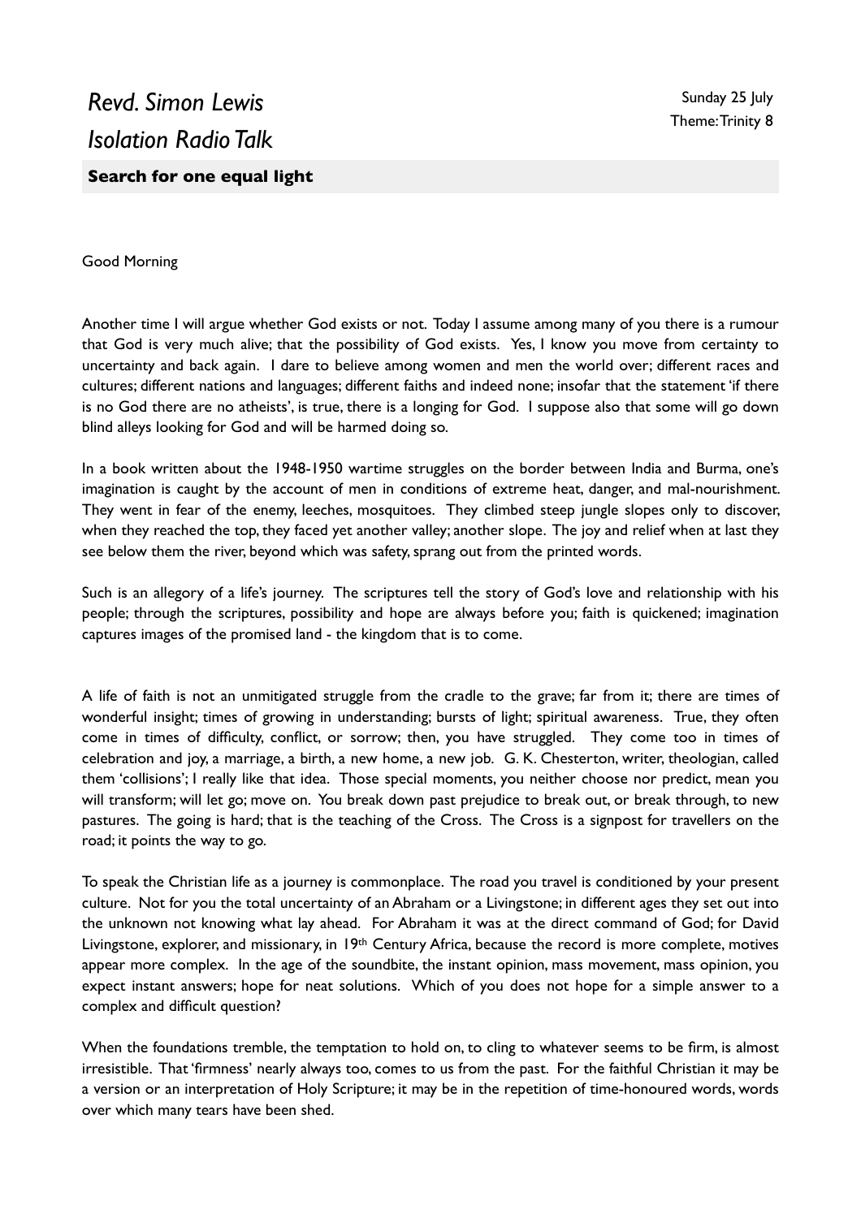# *Revd. Simon Lewis*
# *Isolation Radio Talk*

Sunday 25 July
Theme: Trinity 8

**Search for one equal light**

Good Morning

Another time I will argue whether God exists or not. Today I assume among many of you there is a rumour that God is very much alive; that the possibility of God exists. Yes, I know you move from certainty to uncertainty and back again. I dare to believe among women and men the world over; different races and cultures; different nations and languages; different faiths and indeed none; insofar that the statement 'if there is no God there are no atheists', is true, there is a longing for God. I suppose also that some will go down blind alleys looking for God and will be harmed doing so.

In a book written about the 1948-1950 wartime struggles on the border between India and Burma, one's imagination is caught by the account of men in conditions of extreme heat, danger, and mal-nourishment. They went in fear of the enemy, leeches, mosquitoes. They climbed steep jungle slopes only to discover, when they reached the top, they faced yet another valley; another slope. The joy and relief when at last they see below them the river, beyond which was safety, sprang out from the printed words.

Such is an allegory of a life's journey. The scriptures tell the story of God's love and relationship with his people; through the scriptures, possibility and hope are always before you; faith is quickened; imagination captures images of the promised land - the kingdom that is to come.

A life of faith is not an unmitigated struggle from the cradle to the grave; far from it; there are times of wonderful insight; times of growing in understanding; bursts of light; spiritual awareness. True, they often come in times of difficulty, conflict, or sorrow; then, you have struggled. They come too in times of celebration and joy, a marriage, a birth, a new home, a new job. G. K. Chesterton, writer, theologian, called them 'collisions'; I really like that idea. Those special moments, you neither choose nor predict, mean you will transform; will let go; move on. You break down past prejudice to break out, or break through, to new pastures. The going is hard; that is the teaching of the Cross. The Cross is a signpost for travellers on the road; it points the way to go.

To speak the Christian life as a journey is commonplace. The road you travel is conditioned by your present culture. Not for you the total uncertainty of an Abraham or a Livingstone; in different ages they set out into the unknown not knowing what lay ahead. For Abraham it was at the direct command of God; for David Livingstone, explorer, and missionary, in 19th Century Africa, because the record is more complete, motives appear more complex. In the age of the soundbite, the instant opinion, mass movement, mass opinion, you expect instant answers; hope for neat solutions. Which of you does not hope for a simple answer to a complex and difficult question?

When the foundations tremble, the temptation to hold on, to cling to whatever seems to be firm, is almost irresistible. That 'firmness' nearly always too, comes to us from the past. For the faithful Christian it may be a version or an interpretation of Holy Scripture; it may be in the repetition of time-honoured words, words over which many tears have been shed.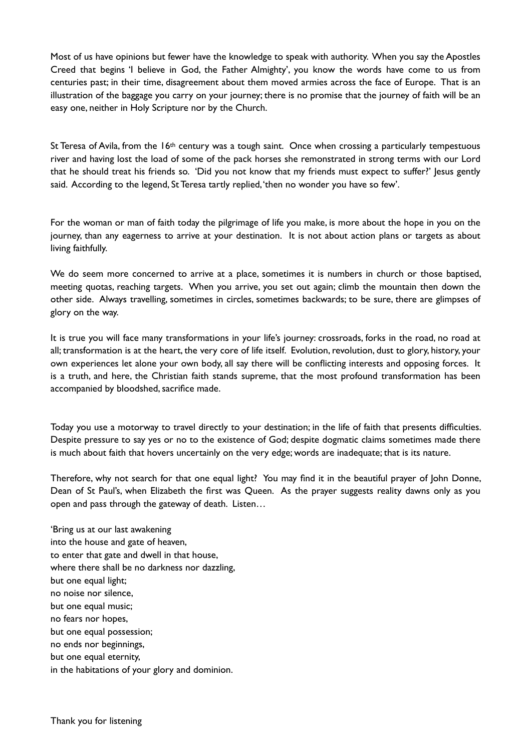Most of us have opinions but fewer have the knowledge to speak with authority. When you say the Apostles Creed that begins 'I believe in God, the Father Almighty', you know the words have come to us from centuries past; in their time, disagreement about them moved armies across the face of Europe. That is an illustration of the baggage you carry on your journey; there is no promise that the journey of faith will be an easy one, neither in Holy Scripture nor by the Church.

St Teresa of Avila, from the 16th century was a tough saint. Once when crossing a particularly tempestuous river and having lost the load of some of the pack horses she remonstrated in strong terms with our Lord that he should treat his friends so. 'Did you not know that my friends must expect to suffer?' Jesus gently said. According to the legend, St Teresa tartly replied, 'then no wonder you have so few'.

For the woman or man of faith today the pilgrimage of life you make, is more about the hope in you on the journey, than any eagerness to arrive at your destination. It is not about action plans or targets as about living faithfully.

We do seem more concerned to arrive at a place, sometimes it is numbers in church or those baptised, meeting quotas, reaching targets. When you arrive, you set out again; climb the mountain then down the other side. Always travelling, sometimes in circles, sometimes backwards; to be sure, there are glimpses of glory on the way.

It is true you will face many transformations in your life's journey: crossroads, forks in the road, no road at all; transformation is at the heart, the very core of life itself. Evolution, revolution, dust to glory, history, your own experiences let alone your own body, all say there will be conflicting interests and opposing forces. It is a truth, and here, the Christian faith stands supreme, that the most profound transformation has been accompanied by bloodshed, sacrifice made.

Today you use a motorway to travel directly to your destination; in the life of faith that presents difficulties. Despite pressure to say yes or no to the existence of God; despite dogmatic claims sometimes made there is much about faith that hovers uncertainly on the very edge; words are inadequate; that is its nature.

Therefore, why not search for that one equal light? You may find it in the beautiful prayer of John Donne, Dean of St Paul's, when Elizabeth the first was Queen. As the prayer suggests reality dawns only as you open and pass through the gateway of death. Listen…

'Bring us at our last awakening  
into the house and gate of heaven,  
to enter that gate and dwell in that house,  
where there shall be no darkness nor dazzling,  
but one equal light;  
no noise nor silence,  
but one equal music;  
no fears nor hopes,  
but one equal possession;  
no ends nor beginnings,  
but one equal eternity,  
in the habitations of your glory and dominion.

Thank you for listening